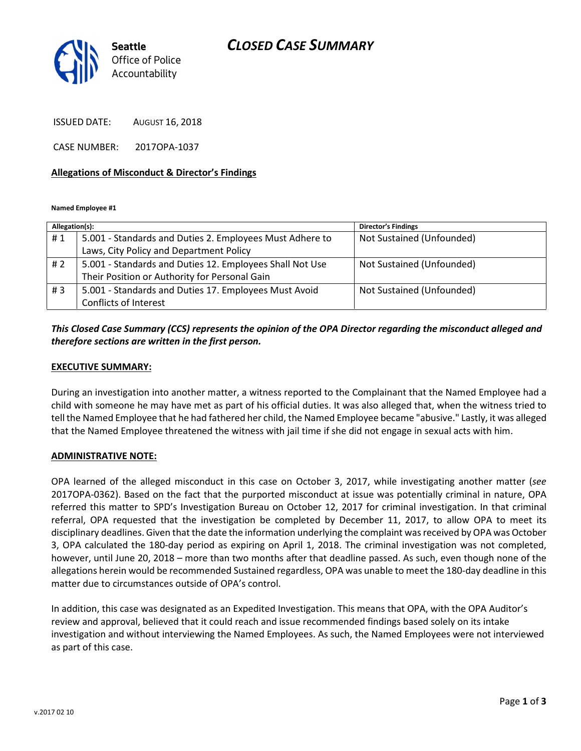Seattle Office of Police Accountability

# CLOSED CASE SUMMARY

ISSUED DATE: AUGUST 16, 2018

CASE NUMBER: 2017OPA-1037

**Allegations of Misconduct & Director's Findings**

**Named Employee #1**

| Allegation(s): | | Director's Findings |
|---|---|---|
| # 1 | 5.001 - Standards and Duties 2. Employees Must Adhere to Laws, City Policy and Department Policy | Not Sustained (Unfounded) |
| # 2 | 5.001 - Standards and Duties 12. Employees Shall Not Use Their Position or Authority for Personal Gain | Not Sustained (Unfounded) |
| # 3 | 5.001 - Standards and Duties 17. Employees Must Avoid Conflicts of Interest | Not Sustained (Unfounded) |

***This Closed Case Summary (CCS) represents the opinion of the OPA Director regarding the misconduct alleged and therefore sections are written in the first person.***

**EXECUTIVE SUMMARY:**

During an investigation into another matter, a witness reported to the Complainant that the Named Employee had a child with someone he may have met as part of his official duties. It was also alleged that, when the witness tried to tell the Named Employee that he had fathered her child, the Named Employee became "abusive." Lastly, it was alleged that the Named Employee threatened the witness with jail time if she did not engage in sexual acts with him.

**ADMINISTRATIVE NOTE:**

OPA learned of the alleged misconduct in this case on October 3, 2017, while investigating another matter (*see* 2017OPA-0362). Based on the fact that the purported misconduct at issue was potentially criminal in nature, OPA referred this matter to SPD's Investigation Bureau on October 12, 2017 for criminal investigation. In that criminal referral, OPA requested that the investigation be completed by December 11, 2017, to allow OPA to meet its disciplinary deadlines. Given that the date the information underlying the complaint was received by OPA was October 3, OPA calculated the 180-day period as expiring on April 1, 2018. The criminal investigation was not completed, however, until June 20, 2018 – more than two months after that deadline passed. As such, even though none of the allegations herein would be recommended Sustained regardless, OPA was unable to meet the 180-day deadline in this matter due to circumstances outside of OPA's control.

In addition, this case was designated as an Expedited Investigation. This means that OPA, with the OPA Auditor's review and approval, believed that it could reach and issue recommended findings based solely on its intake investigation and without interviewing the Named Employees. As such, the Named Employees were not interviewed as part of this case.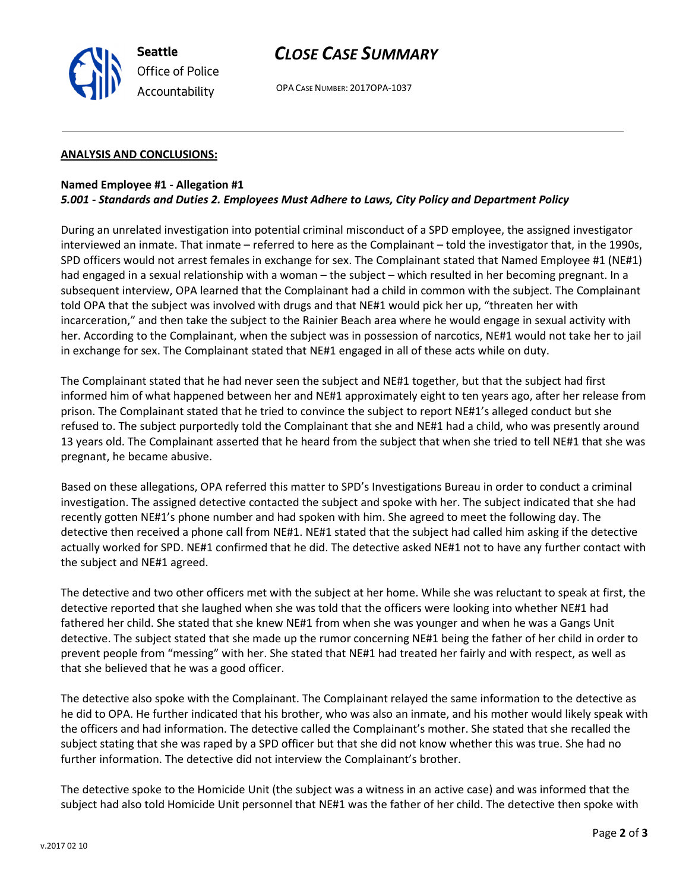## ANALYSIS AND CONCLUSIONS:

**Named Employee #1 - Allegation #1**
***5.001 - Standards and Duties 2. Employees Must Adhere to Laws, City Policy and Department Policy***

During an unrelated investigation into potential criminal misconduct of a SPD employee, the assigned investigator interviewed an inmate. That inmate – referred to here as the Complainant – told the investigator that, in the 1990s, SPD officers would not arrest females in exchange for sex. The Complainant stated that Named Employee #1 (NE#1) had engaged in a sexual relationship with a woman – the subject – which resulted in her becoming pregnant. In a subsequent interview, OPA learned that the Complainant had a child in common with the subject. The Complainant told OPA that the subject was involved with drugs and that NE#1 would pick her up, "threaten her with incarceration," and then take the subject to the Rainier Beach area where he would engage in sexual activity with her. According to the Complainant, when the subject was in possession of narcotics, NE#1 would not take her to jail in exchange for sex. The Complainant stated that NE#1 engaged in all of these acts while on duty.

The Complainant stated that he had never seen the subject and NE#1 together, but that the subject had first informed him of what happened between her and NE#1 approximately eight to ten years ago, after her release from prison. The Complainant stated that he tried to convince the subject to report NE#1's alleged conduct but she refused to. The subject purportedly told the Complainant that she and NE#1 had a child, who was presently around 13 years old. The Complainant asserted that he heard from the subject that when she tried to tell NE#1 that she was pregnant, he became abusive.

Based on these allegations, OPA referred this matter to SPD's Investigations Bureau in order to conduct a criminal investigation. The assigned detective contacted the subject and spoke with her. The subject indicated that she had recently gotten NE#1's phone number and had spoken with him. She agreed to meet the following day. The detective then received a phone call from NE#1. NE#1 stated that the subject had called him asking if the detective actually worked for SPD. NE#1 confirmed that he did. The detective asked NE#1 not to have any further contact with the subject and NE#1 agreed.

The detective and two other officers met with the subject at her home. While she was reluctant to speak at first, the detective reported that she laughed when she was told that the officers were looking into whether NE#1 had fathered her child. She stated that she knew NE#1 from when she was younger and when he was a Gangs Unit detective. The subject stated that she made up the rumor concerning NE#1 being the father of her child in order to prevent people from "messing" with her. She stated that NE#1 had treated her fairly and with respect, as well as that she believed that he was a good officer.

The detective also spoke with the Complainant. The Complainant relayed the same information to the detective as he did to OPA. He further indicated that his brother, who was also an inmate, and his mother would likely speak with the officers and had information. The detective called the Complainant's mother. She stated that she recalled the subject stating that she was raped by a SPD officer but that she did not know whether this was true. She had no further information. The detective did not interview the Complainant's brother.

The detective spoke to the Homicide Unit (the subject was a witness in an active case) and was informed that the subject had also told Homicide Unit personnel that NE#1 was the father of her child. The detective then spoke with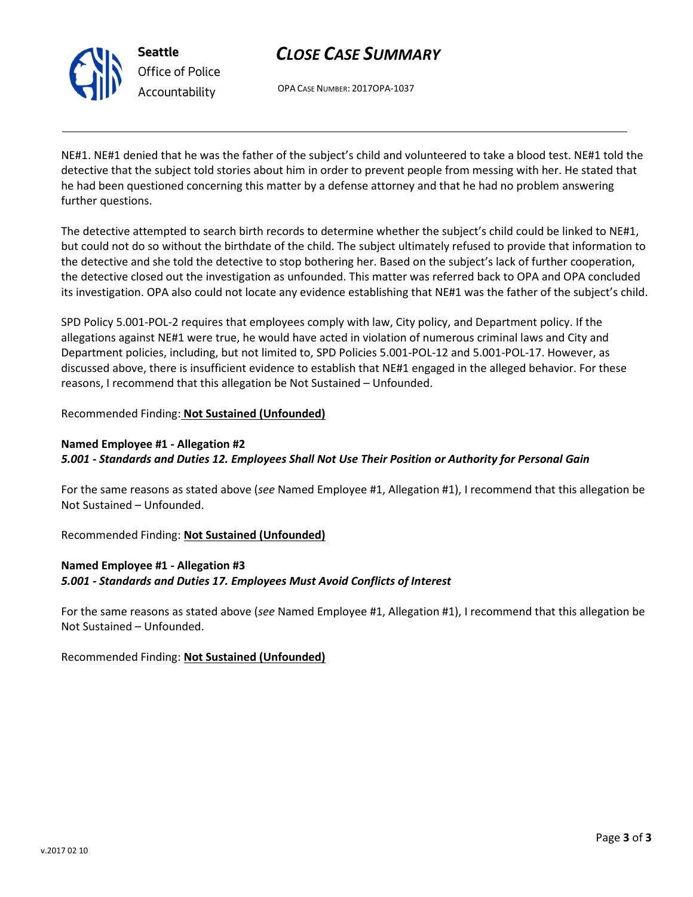NE#1. NE#1 denied that he was the father of the subject's child and volunteered to take a blood test. NE#1 told the detective that the subject told stories about him in order to prevent people from messing with her. He stated that he had been questioned concerning this matter by a defense attorney and that he had no problem answering further questions.

The detective attempted to search birth records to determine whether the subject's child could be linked to NE#1, but could not do so without the birthdate of the child. The subject ultimately refused to provide that information to the detective and she told the detective to stop bothering her. Based on the subject's lack of further cooperation, the detective closed out the investigation as unfounded. This matter was referred back to OPA and OPA concluded its investigation. OPA also could not locate any evidence establishing that NE#1 was the father of the subject's child.

SPD Policy 5.001-POL-2 requires that employees comply with law, City policy, and Department policy. If the allegations against NE#1 were true, he would have acted in violation of numerous criminal laws and City and Department policies, including, but not limited to, SPD Policies 5.001-POL-12 and 5.001-POL-17. However, as discussed above, there is insufficient evidence to establish that NE#1 engaged in the alleged behavior. For these reasons, I recommend that this allegation be Not Sustained – Unfounded.

Recommended Finding: **Not Sustained (Unfounded)**

**Named Employee #1 - Allegation #2**
***5.001 - Standards and Duties 12. Employees Shall Not Use Their Position or Authority for Personal Gain***

For the same reasons as stated above (*see* Named Employee #1, Allegation #1), I recommend that this allegation be Not Sustained – Unfounded.

Recommended Finding: **Not Sustained (Unfounded)**

**Named Employee #1 - Allegation #3**
***5.001 - Standards and Duties 17. Employees Must Avoid Conflicts of Interest***

For the same reasons as stated above (*see* Named Employee #1, Allegation #1), I recommend that this allegation be Not Sustained – Unfounded.

Recommended Finding: **Not Sustained (Unfounded)**